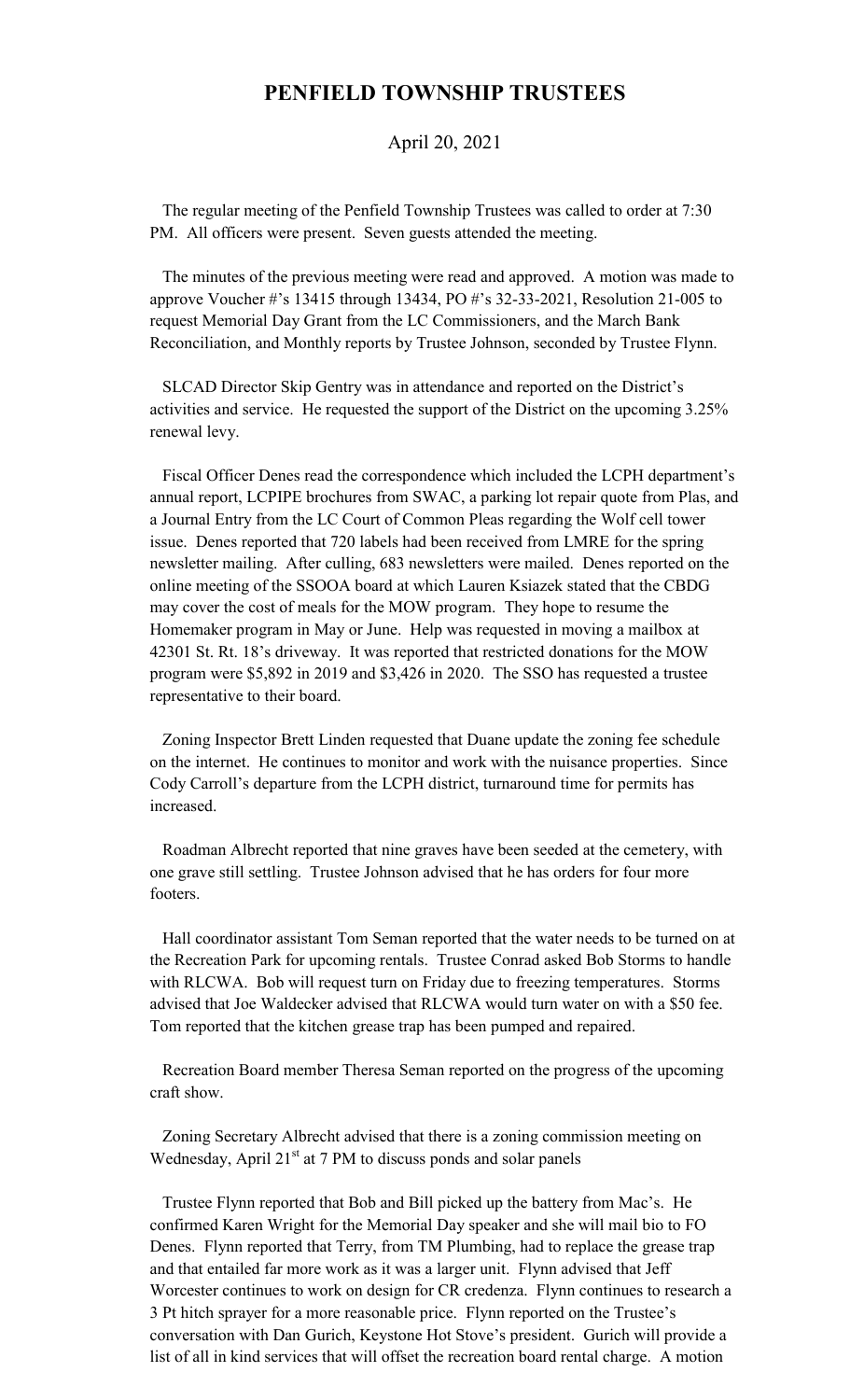# PENFIELD TOWNSHIP TRUSTEES

April 20, 2021

The regular meeting of the Penfield Township Trustees was called to order at 7:30 PM. All officers were present. Seven guests attended the meeting.

The minutes of the previous meeting were read and approved. A motion was made to approve Voucher #'s 13415 through 13434, PO #'s 32-33-2021, Resolution 21-005 to request Memorial Day Grant from the LC Commissioners, and the March Bank Reconciliation, and Monthly reports by Trustee Johnson, seconded by Trustee Flynn.

SLCAD Director Skip Gentry was in attendance and reported on the District's activities and service. He requested the support of the District on the upcoming 3.25% renewal levy.

Fiscal Officer Denes read the correspondence which included the LCPH department's annual report, LCPIPE brochures from SWAC, a parking lot repair quote from Plas, and a Journal Entry from the LC Court of Common Pleas regarding the Wolf cell tower issue. Denes reported that 720 labels had been received from LMRE for the spring newsletter mailing. After culling, 683 newsletters were mailed. Denes reported on the online meeting of the SSOOA board at which Lauren Ksiazek stated that the CBDG may cover the cost of meals for the MOW program. They hope to resume the Homemaker program in May or June. Help was requested in moving a mailbox at 42301 St. Rt. 18's driveway. It was reported that restricted donations for the MOW program were $5,892 in 2019 and $3,426 in 2020. The SSO has requested a trustee representative to their board.

Zoning Inspector Brett Linden requested that Duane update the zoning fee schedule on the internet. He continues to monitor and work with the nuisance properties. Since Cody Carroll's departure from the LCPH district, turnaround time for permits has increased.

Roadman Albrecht reported that nine graves have been seeded at the cemetery, with one grave still settling. Trustee Johnson advised that he has orders for four more footers.

Hall coordinator assistant Tom Seman reported that the water needs to be turned on at the Recreation Park for upcoming rentals. Trustee Conrad asked Bob Storms to handle with RLCWA. Bob will request turn on Friday due to freezing temperatures. Storms advised that Joe Waldecker advised that RLCWA would turn water on with a $50 fee. Tom reported that the kitchen grease trap has been pumped and repaired.

Recreation Board member Theresa Seman reported on the progress of the upcoming craft show.

Zoning Secretary Albrecht advised that there is a zoning commission meeting on Wednesday, April 21st at 7 PM to discuss ponds and solar panels

Trustee Flynn reported that Bob and Bill picked up the battery from Mac's. He confirmed Karen Wright for the Memorial Day speaker and she will mail bio to FO Denes. Flynn reported that Terry, from TM Plumbing, had to replace the grease trap and that entailed far more work as it was a larger unit. Flynn advised that Jeff Worcester continues to work on design for CR credenza. Flynn continues to research a 3 Pt hitch sprayer for a more reasonable price. Flynn reported on the Trustee's conversation with Dan Gurich, Keystone Hot Stove's president. Gurich will provide a list of all in kind services that will offset the recreation board rental charge. A motion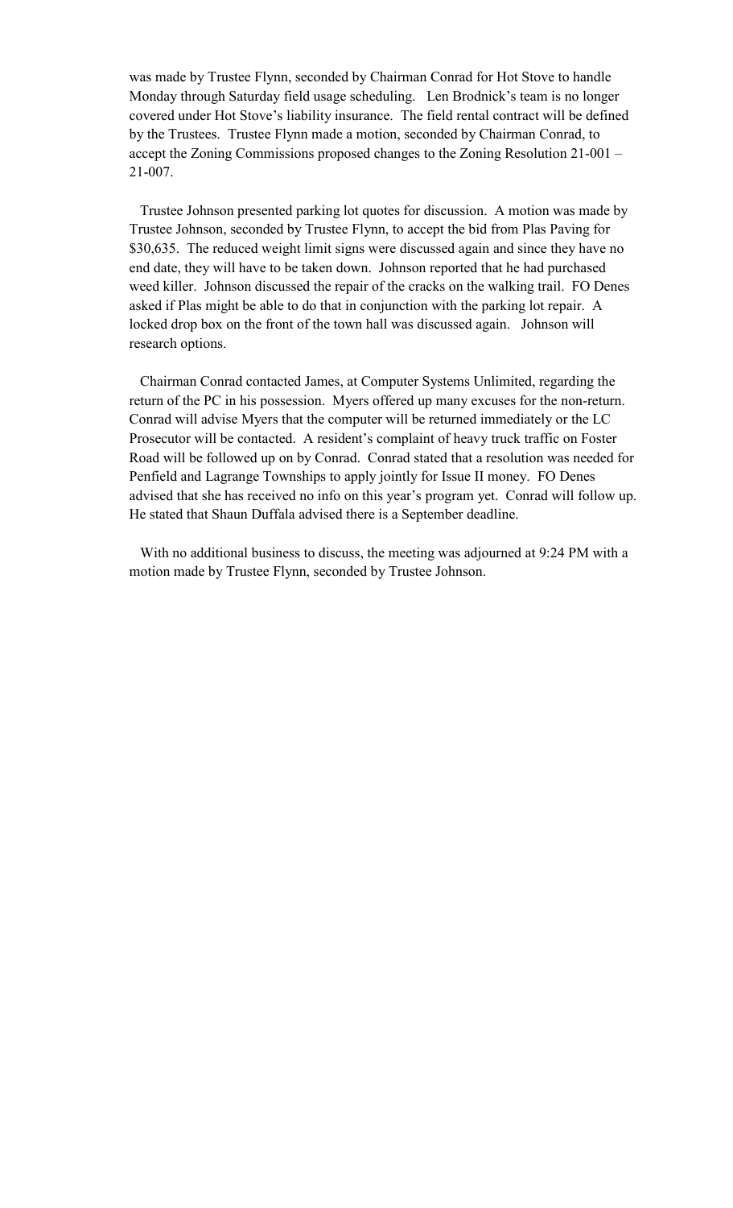was made by Trustee Flynn, seconded by Chairman Conrad for Hot Stove to handle Monday through Saturday field usage scheduling. Len Brodnick's team is no longer covered under Hot Stove's liability insurance. The field rental contract will be defined by the Trustees. Trustee Flynn made a motion, seconded by Chairman Conrad, to accept the Zoning Commissions proposed changes to the Zoning Resolution 21-001 – 21-007.

Trustee Johnson presented parking lot quotes for discussion. A motion was made by Trustee Johnson, seconded by Trustee Flynn, to accept the bid from Plas Paving for $30,635. The reduced weight limit signs were discussed again and since they have no end date, they will have to be taken down. Johnson reported that he had purchased weed killer. Johnson discussed the repair of the cracks on the walking trail. FO Denes asked if Plas might be able to do that in conjunction with the parking lot repair. A locked drop box on the front of the town hall was discussed again. Johnson will research options.

Chairman Conrad contacted James, at Computer Systems Unlimited, regarding the return of the PC in his possession. Myers offered up many excuses for the non-return. Conrad will advise Myers that the computer will be returned immediately or the LC Prosecutor will be contacted. A resident's complaint of heavy truck traffic on Foster Road will be followed up on by Conrad. Conrad stated that a resolution was needed for Penfield and Lagrange Townships to apply jointly for Issue II money. FO Denes advised that she has received no info on this year's program yet. Conrad will follow up. He stated that Shaun Duffala advised there is a September deadline.

With no additional business to discuss, the meeting was adjourned at 9:24 PM with a motion made by Trustee Flynn, seconded by Trustee Johnson.